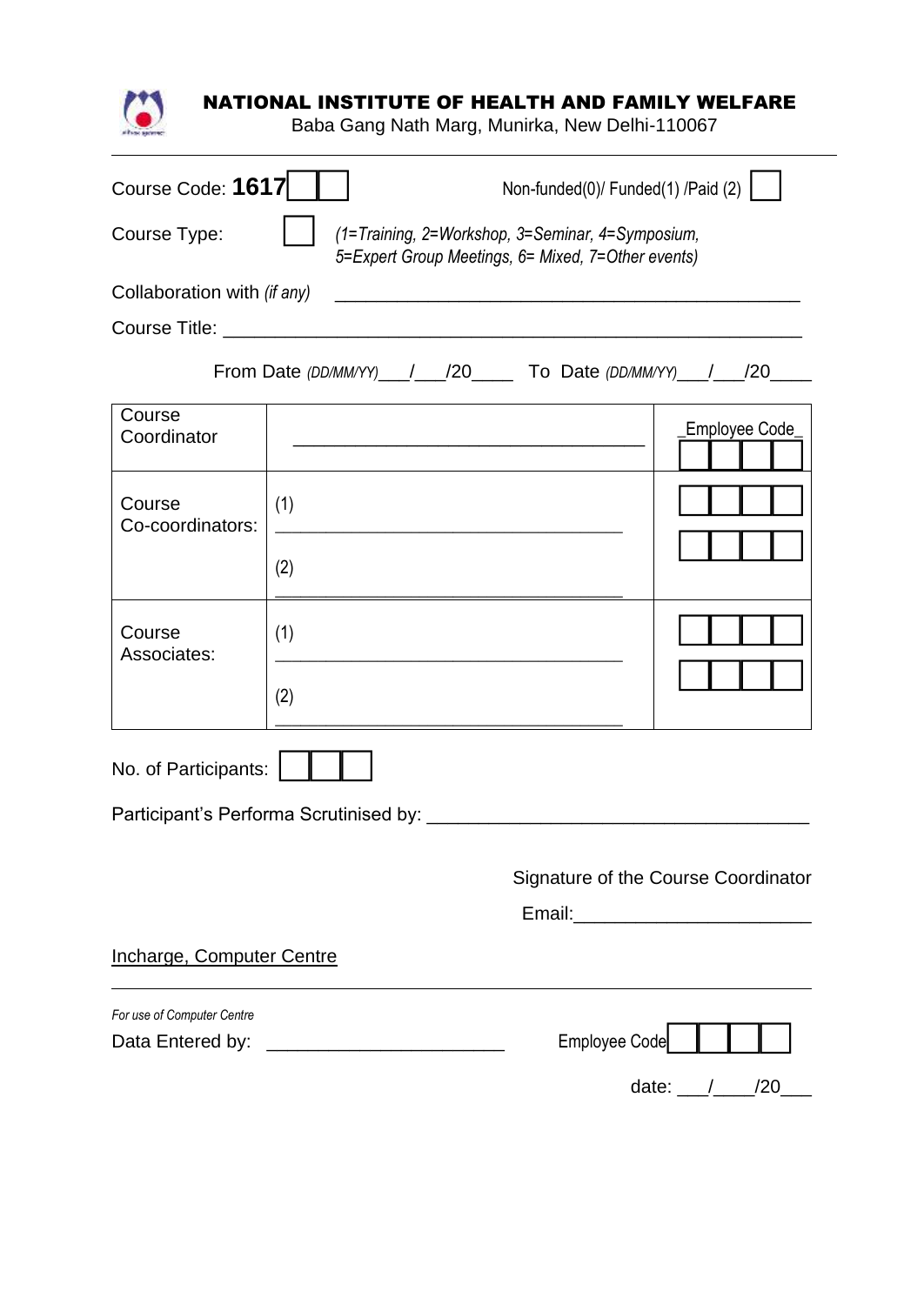# NATIONAL INSTITUTE OF HEALTH AND FAMILY WELFARE

Baba Gang Nath Marg, Munirka, New Delhi-110067

---

Course Code: **1617**☐☐ Non-funded(0)/ Funded(1) /Paid (2) ☐

Course Type: ☐ *(1=Training, 2=Workshop, 3=Seminar, 4=Symposium, 5=Expert Group Meetings, 6= Mixed, 7=Other events)*

Collaboration with *(if any)* ____________________________________________

Course Title: ______________________________________________________

From Date *(DD/MM/YY)*___/___/20____ To Date *(DD/MM/YY)*___/___/20____

| | | Employee Code |
|---|---|---|
| Course Coordinator | ________________________________ | ☐☐☐☐ |
| Course Co-coordinators: | (1) ________________________________<br>(2) ________________________________ | ☐☐☐☐<br>☐☐☐☐ |
| Course Associates: | (1) ________________________________<br>(2) ________________________________ | ☐☐☐☐<br>☐☐☐☐ |

No. of Participants: ☐☐☐

Participant's Performa Scrutinised by: ___________________________________

Signature of the Course Coordinator

Email:______________________

Incharge, Computer Centre

---

*For use of Computer Centre*

Data Entered by: ______________________ Employee Code ☐☐☐☐

date: ___/____/20___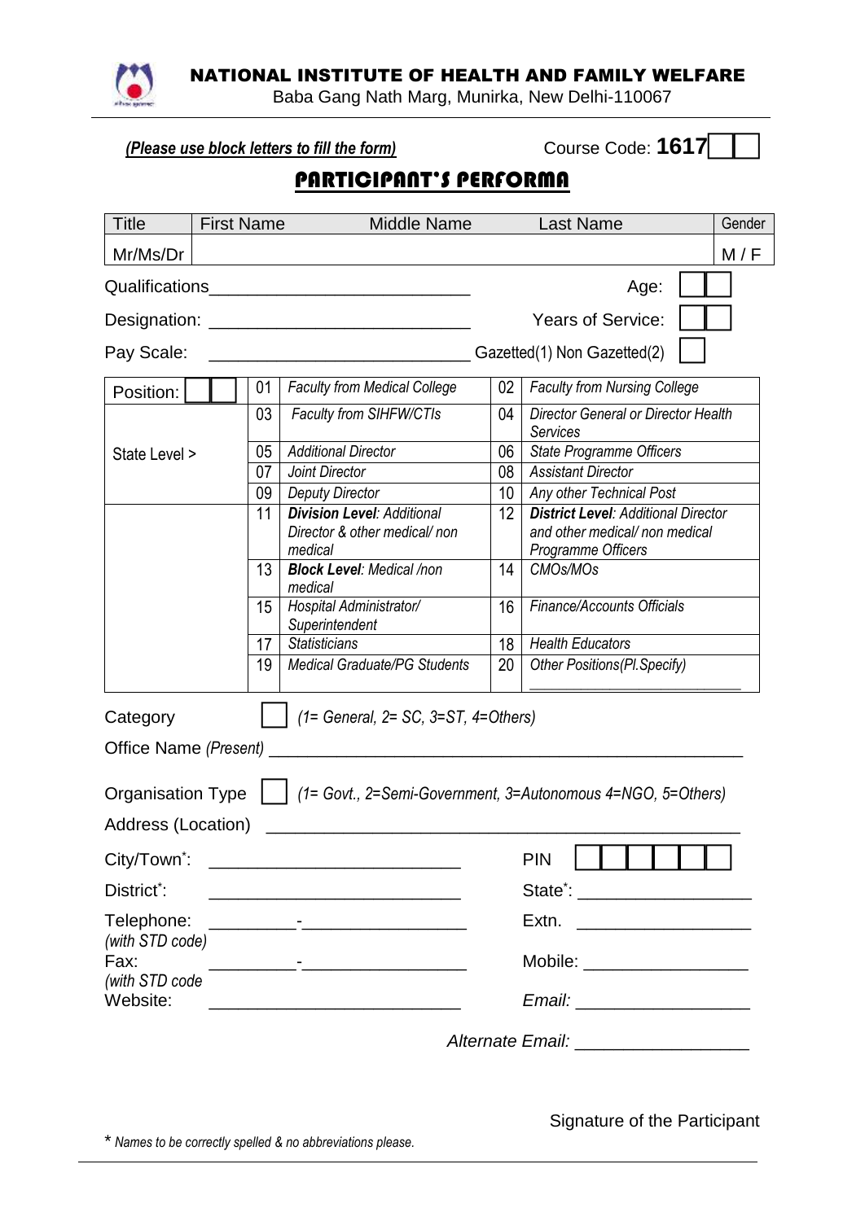# NATIONAL INSTITUTE OF HEALTH AND FAMILY WELFARE

Baba Gang Nath Marg, Munirka, New Delhi-110067

***(Please use block letters to fill the form)*** Course Code: **1617**☐☐

## PARTICIPANT'S PERFORMA

| Title | First Name | Middle Name | Last Name | Gender |
|---|---|---|---|---|
| Mr/Ms/Dr | | | | M / F |

Qualifications_________________________ Age: ☐☐

Designation: _________________________ Years of Service: ☐☐

Pay Scale: _________________________ Gazetted(1) Non Gazetted(2) ☐

| Position: ☐☐ | 01 | *Faculty from Medical College* | 02 | *Faculty from Nursing College* |
|---|---|---|---|---|
| State Level > | 03 | *Faculty from SIHFW/CTIs* | 04 | *Director General or Director Health Services* |
| | 05 | *Additional Director* | 06 | *State Programme Officers* |
| | 07 | *Joint Director* | 08 | *Assistant Director* |
| | 09 | *Deputy Director* | 10 | *Any other Technical Post* |
| | 11 | ***Division Level**: Additional Director & other medical/ non medical* | 12 | ***District Level**: Additional Director and other medical/ non medical Programme Officers* |
| | 13 | ***Block Level**: Medical /non medical* | 14 | *CMOs/MOs* |
| | 15 | *Hospital Administrator/ Superintendent* | 16 | *Finance/Accounts Officials* |
| | 17 | *Statisticians* | 18 | *Health Educators* |
| | 19 | *Medical Graduate/PG Students* | 20 | *Other Positions(Pl.Specify)* ________________ |

Category ☐ *(1= General, 2= SC, 3=ST, 4=Others)*

Office Name *(Present)* ______________________________________________

Organisation Type ☐ *(1= Govt., 2=Semi-Government, 3=Autonomous 4=NGO, 5=Others)*

Address (Location) ______________________________________________

City/Town*: _________________________ PIN ☐☐☐☐☐☐

District*: _________________________ State*: _________________

Telephone: _________-________________ Extn. _________________
*(with STD code)*

Fax: _________-________________ Mobile: _________________
*(with STD code*

Website: _________________________ *Email:* _________________

*Alternate Email:* _________________

Signature of the Participant

\* *Names to be correctly spelled & no abbreviations please.*